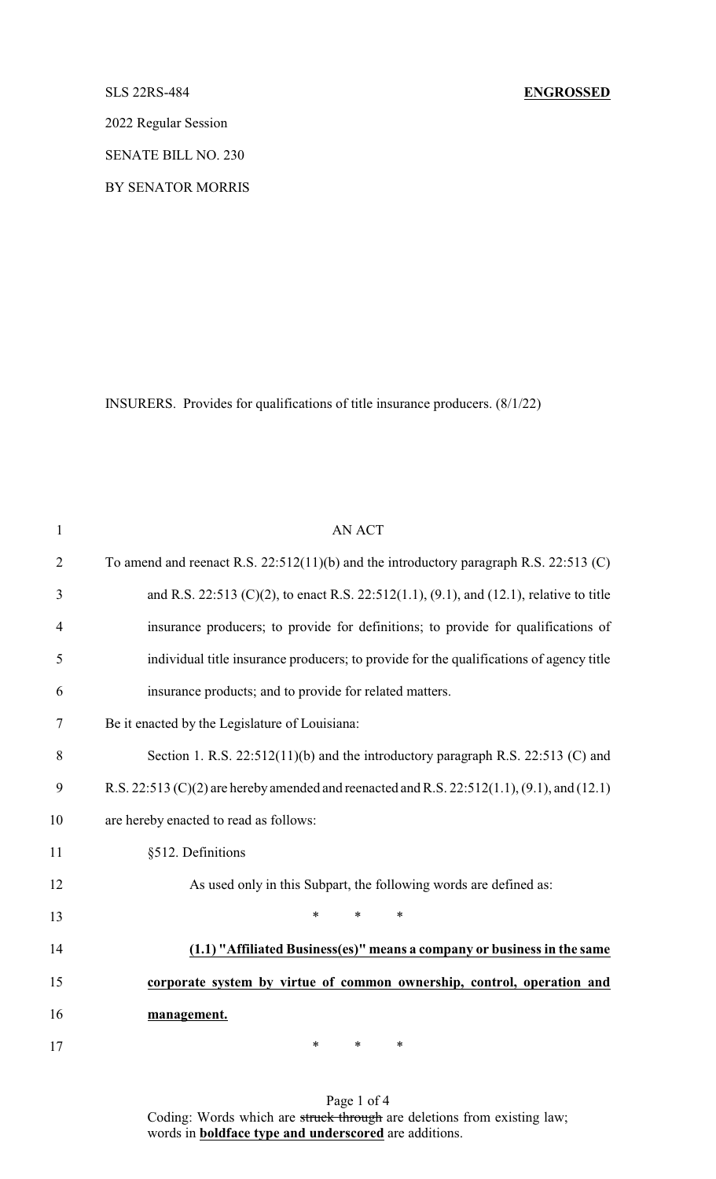SLS 22RS-484 **ENGROSSED**

2022 Regular Session

SENATE BILL NO. 230

BY SENATOR MORRIS

INSURERS. Provides for qualifications of title insurance producers. (8/1/22)

AN ACT

To amend and reenact R.S. 22:512(11)(b) and the introductory paragraph R.S. 22:513 (C) and R.S. 22:513 (C)(2), to enact R.S. 22:512(1.1), (9.1), and (12.1), relative to title insurance producers; to provide for definitions; to provide for qualifications of individual title insurance producers; to provide for the qualifications of agency title insurance products; and to provide for related matters.

Be it enacted by the Legislature of Louisiana:

Section 1. R.S. 22:512(11)(b) and the introductory paragraph R.S. 22:513 (C) and R.S. 22:513 (C)(2) are hereby amended and reenacted and R.S. 22:512(1.1), (9.1), and (12.1) are hereby enacted to read as follows:

§512. Definitions

As used only in this Subpart, the following words are defined as:

\* \* \*

**(1.1) "Affiliated Business(es)" means a company or business in the same corporate system by virtue of common ownership, control, operation and management.**

\* \* \*

Coding: Words which are ~~struck through~~ are deletions from existing law; words in **boldface type and underscored** are additions.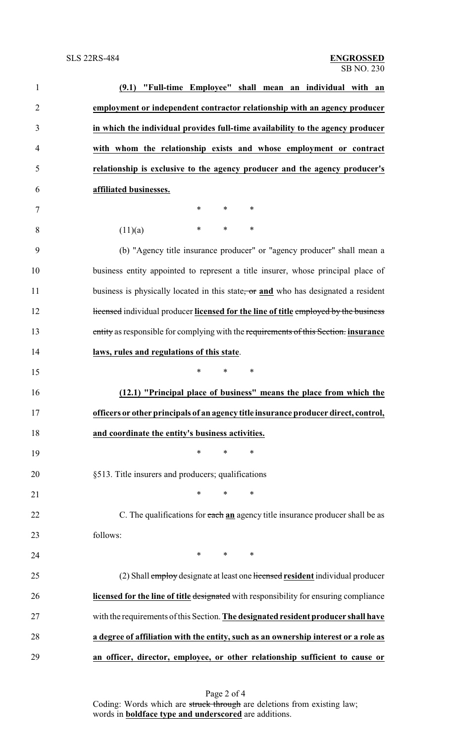**(9.1) "Full-time Employee" shall mean an individual with an employment or independent contractor relationship with an agency producer in which the individual provides full-time availability to the agency producer with whom the relationship exists and whose employment or contract relationship is exclusive to the agency producer and the agency producer's affiliated businesses.**

\* \* \*

(11)(a) \* \* \*

(b) "Agency title insurance producer" or "agency producer" shall mean a business entity appointed to represent a title insurer, whose principal place of business is physically located in this state~~, or~~ **and** who has designated a resident ~~licensed~~ individual producer **licensed for the line of title** ~~employed by the business entity~~ as responsible for complying with the ~~requirements of this Section.~~ **insurance laws, rules and regulations of this state**.

\* \* \*

**(12.1) "Principal place of business" means the place from which the officers or other principals of an agency title insurance producer direct, control, and coordinate the entity's business activities.**

\* \* \*

§513. Title insurers and producers; qualifications

\* \* \*

C. The qualifications for ~~each~~ **an** agency title insurance producer shall be as follows:

\* \* \*

(2) Shall ~~employ~~ designate at least one ~~licensed~~ **resident** individual producer **licensed for the line of title** ~~designated~~ with responsibility for ensuring compliance with the requirements of this Section. **The designated resident producer shall have a degree of affiliation with the entity, such as an ownership interest or a role as an officer, director, employee, or other relationship sufficient to cause or**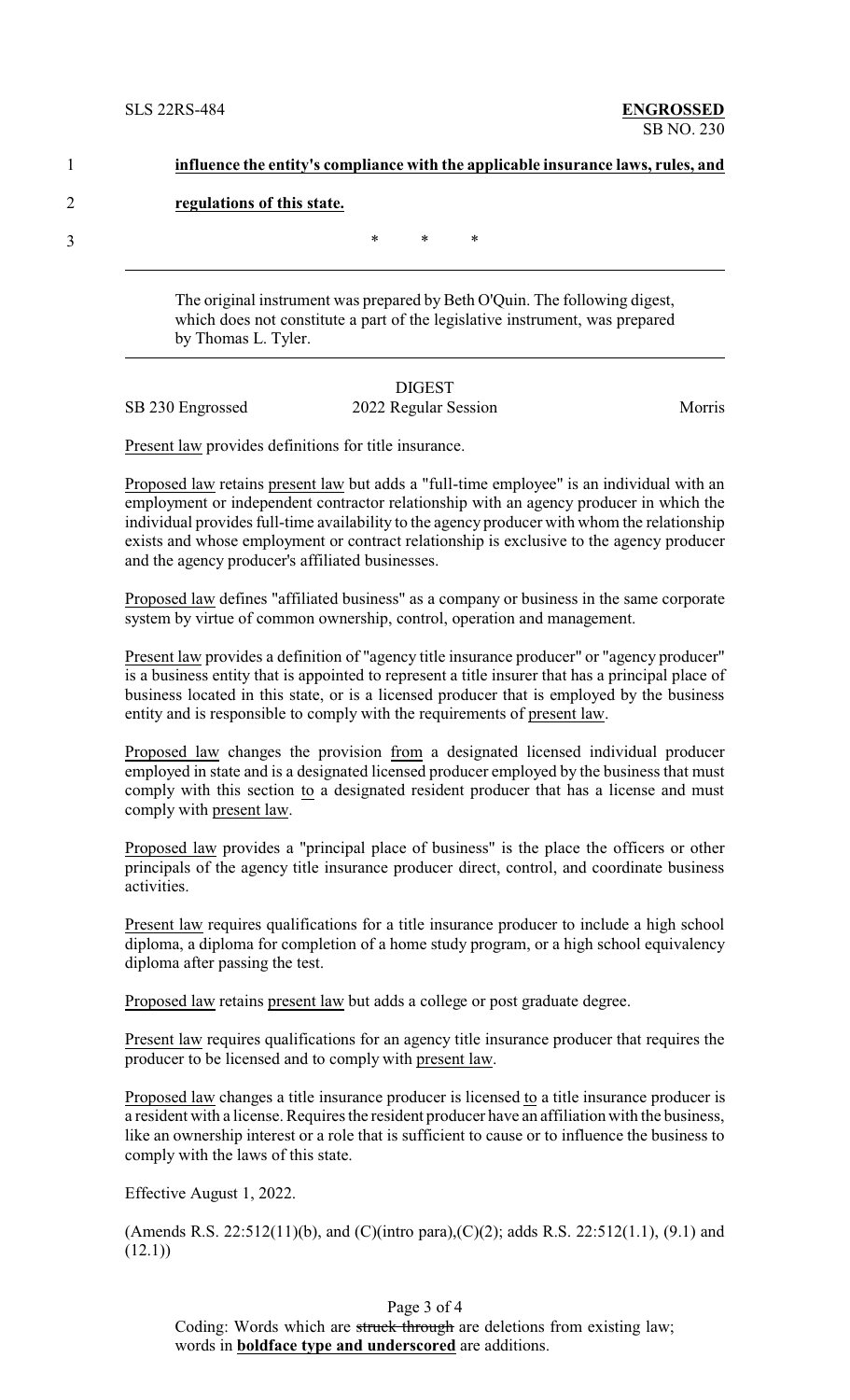**influence the entity's compliance with the applicable insurance laws, rules, and regulations of this state.**

\* \* \*

The original instrument was prepared by Beth O'Quin. The following digest, which does not constitute a part of the legislative instrument, was prepared by Thomas L. Tyler.

## DIGEST

SB 230 Engrossed — 2022 Regular Session — Morris

Present law provides definitions for title insurance.

Proposed law retains present law but adds a "full-time employee" is an individual with an employment or independent contractor relationship with an agency producer in which the individual provides full-time availability to the agency producer with whom the relationship exists and whose employment or contract relationship is exclusive to the agency producer and the agency producer's affiliated businesses.

Proposed law defines "affiliated business" as a company or business in the same corporate system by virtue of common ownership, control, operation and management.

Present law provides a definition of "agency title insurance producer" or "agency producer" is a business entity that is appointed to represent a title insurer that has a principal place of business located in this state, or is a licensed producer that is employed by the business entity and is responsible to comply with the requirements of present law.

Proposed law changes the provision from a designated licensed individual producer employed in state and is a designated licensed producer employed by the business that must comply with this section to a designated resident producer that has a license and must comply with present law.

Proposed law provides a "principal place of business" is the place the officers or other principals of the agency title insurance producer direct, control, and coordinate business activities.

Present law requires qualifications for a title insurance producer to include a high school diploma, a diploma for completion of a home study program, or a high school equivalency diploma after passing the test.

Proposed law retains present law but adds a college or post graduate degree.

Present law requires qualifications for an agency title insurance producer that requires the producer to be licensed and to comply with present law.

Proposed law changes a title insurance producer is licensed to a title insurance producer is a resident with a license. Requires the resident producer have an affiliation with the business, like an ownership interest or a role that is sufficient to cause or to influence the business to comply with the laws of this state.

Effective August 1, 2022.

(Amends R.S. 22:512(11)(b), and (C)(intro para),(C)(2); adds R.S. 22:512(1.1), (9.1) and (12.1))

Coding: Words which are ~~struck through~~ are deletions from existing law; words in **boldface type and underscored** are additions.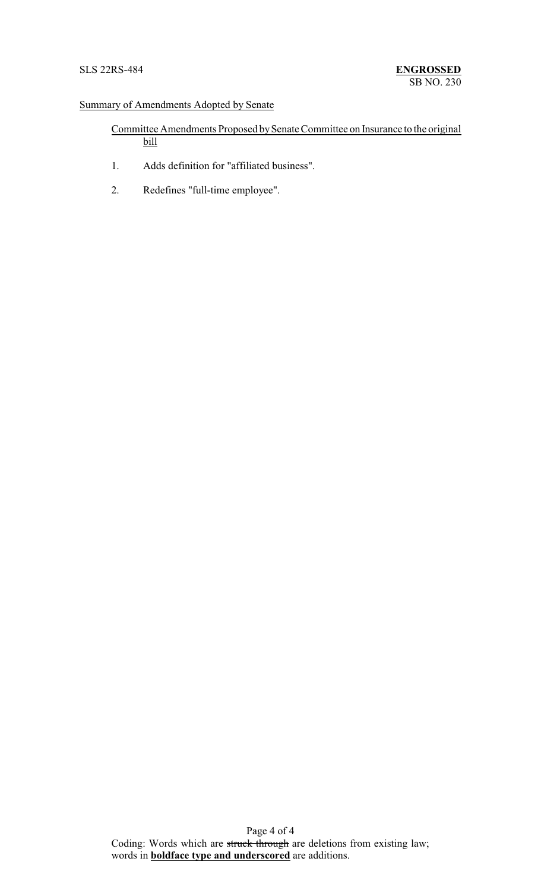Summary of Amendments Adopted by Senate

Committee Amendments Proposed by Senate Committee on Insurance to the original bill

1. Adds definition for "affiliated business".
2. Redefines "full-time employee".